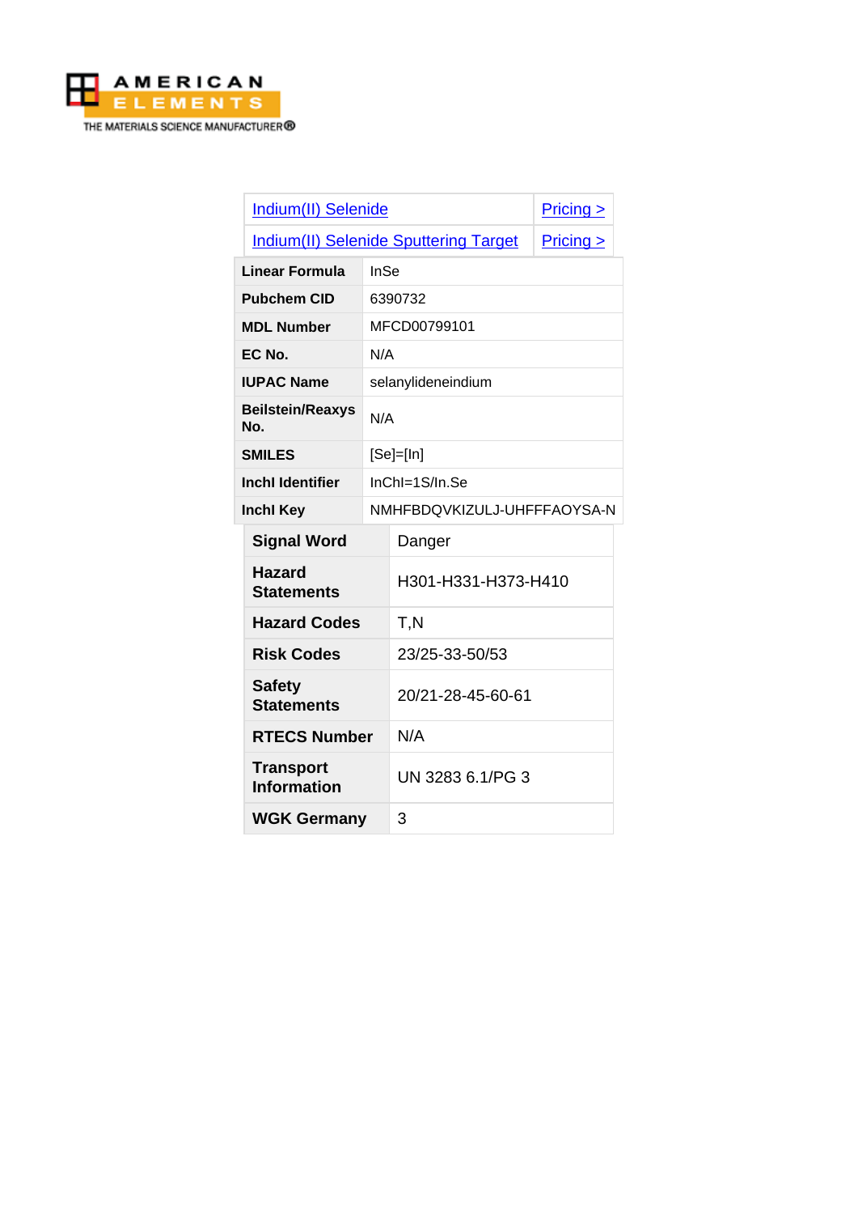AMERICAN ELEMENTS

THE MATERIALS SCIENCE MANUFACTURER®

| Indium(II) Selenide | Pricing > |
| --- | --- |
| Indium(II) Selenide Sputtering Target | Pricing > |

| Linear Formula | InSe |
| --- | --- |
| Pubchem CID | 6390732 |
| MDL Number | MFCD00799101 |
| EC No. | N/A |
| IUPAC Name | selanylideneindium |
| Beilstein/Reaxys No. | N/A |
| SMILES | [Se]=[In] |
| Inchl Identifier | InChI=1S/In.Se |
| Inchl Key | NMHFBDQVKIZULJ-UHFFFAOYSA-N |

| Signal Word | Danger |
| --- | --- |
| Hazard Statements | H301-H331-H373-H410 |
| Hazard Codes | T,N |
| Risk Codes | 23/25-33-50/53 |
| Safety Statements | 20/21-28-45-60-61 |
| RTECS Number | N/A |
| Transport Information | UN 3283 6.1/PG 3 |
| WGK Germany | 3 |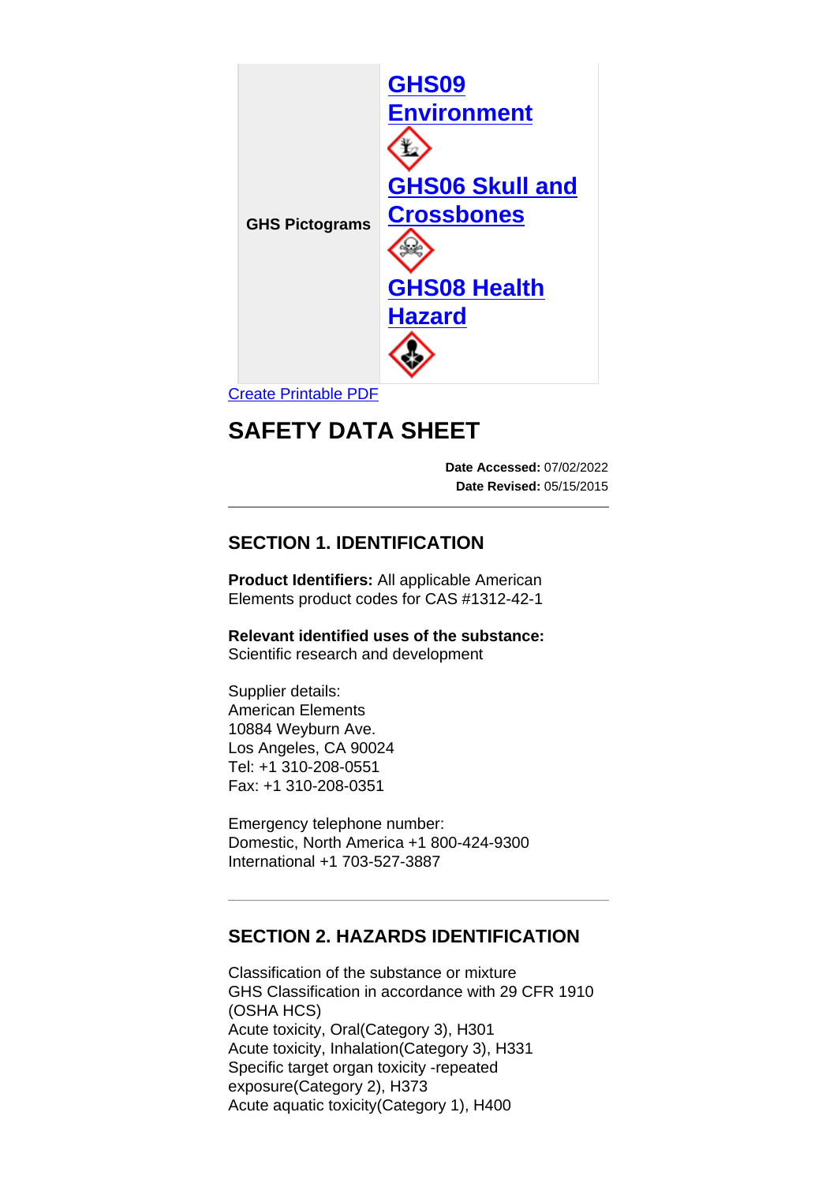| GHS Pictograms | GHS09 Environment<br>GHS06 Skull and Crossbones<br>GHS08 Health Hazard |
|---|---|

Create Printable PDF

# SAFETY DATA SHEET

**Date Accessed:** 07/02/2022
**Date Revised:** 05/15/2015

## SECTION 1. IDENTIFICATION

**Product Identifiers:** All applicable American Elements product codes for CAS #1312-42-1

**Relevant identified uses of the substance:**
Scientific research and development

Supplier details:
American Elements
10884 Weyburn Ave.
Los Angeles, CA 90024
Tel: +1 310-208-0551
Fax: +1 310-208-0351

Emergency telephone number:
Domestic, North America +1 800-424-9300
International +1 703-527-3887

## SECTION 2. HAZARDS IDENTIFICATION

Classification of the substance or mixture
GHS Classification in accordance with 29 CFR 1910 (OSHA HCS)
Acute toxicity, Oral(Category 3), H301
Acute toxicity, Inhalation(Category 3), H331
Specific target organ toxicity -repeated exposure(Category 2), H373
Acute aquatic toxicity(Category 1), H400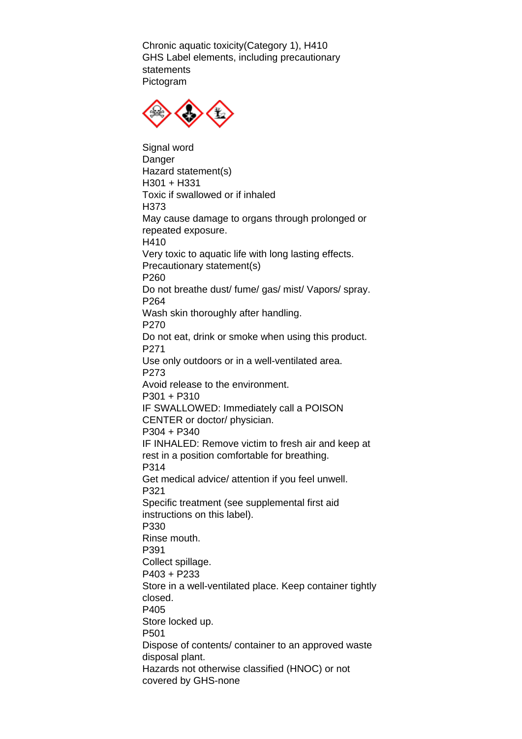Chronic aquatic toxicity(Category 1), H410

GHS Label elements, including precautionary statements

Pictogram

Signal word

Danger

Hazard statement(s)

H301 + H331

Toxic if swallowed or if inhaled

H373

May cause damage to organs through prolonged or repeated exposure.

H410

Very toxic to aquatic life with long lasting effects.

Precautionary statement(s)

P260

Do not breathe dust/ fume/ gas/ mist/ Vapors/ spray.

P264

Wash skin thoroughly after handling.

P270

Do not eat, drink or smoke when using this product.

P271

Use only outdoors or in a well-ventilated area.

P273

Avoid release to the environment.

P301 + P310

IF SWALLOWED: Immediately call a POISON CENTER or doctor/ physician.

P304 + P340

IF INHALED: Remove victim to fresh air and keep at rest in a position comfortable for breathing.

P314

Get medical advice/ attention if you feel unwell.

P321

Specific treatment (see supplemental first aid instructions on this label).

P330

Rinse mouth.

P391

Collect spillage.

P403 + P233

Store in a well-ventilated place. Keep container tightly closed.

P405

Store locked up.

P501

Dispose of contents/ container to an approved waste disposal plant.

Hazards not otherwise classified (HNOC) or not covered by GHS-none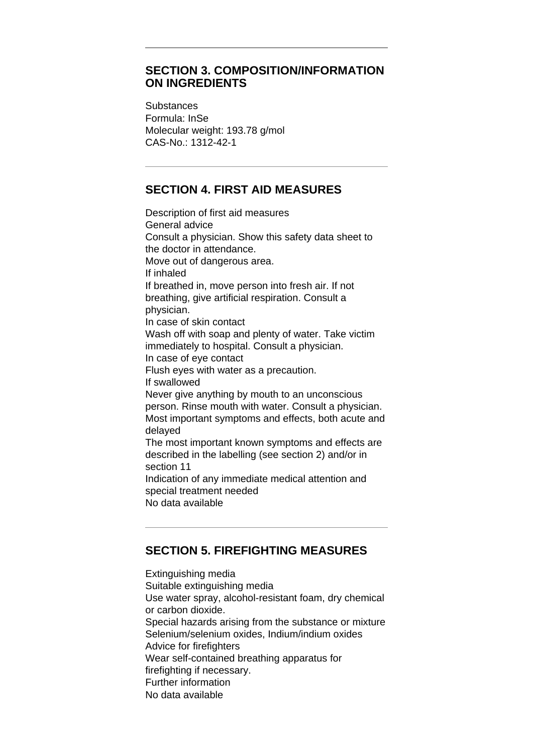## SECTION 3. COMPOSITION/INFORMATION ON INGREDIENTS

Substances
Formula: InSe
Molecular weight: 193.78 g/mol
CAS-No.: 1312-42-1

## SECTION 4. FIRST AID MEASURES

Description of first aid measures
General advice
Consult a physician. Show this safety data sheet to the doctor in attendance.
Move out of dangerous area.
If inhaled
If breathed in, move person into fresh air. If not breathing, give artificial respiration. Consult a physician.
In case of skin contact
Wash off with soap and plenty of water. Take victim immediately to hospital. Consult a physician.
In case of eye contact
Flush eyes with water as a precaution.
If swallowed
Never give anything by mouth to an unconscious person. Rinse mouth with water. Consult a physician.
Most important symptoms and effects, both acute and delayed
The most important known symptoms and effects are described in the labelling (see section 2) and/or in section 11
Indication of any immediate medical attention and special treatment needed
No data available

## SECTION 5. FIREFIGHTING MEASURES

Extinguishing media
Suitable extinguishing media
Use water spray, alcohol-resistant foam, dry chemical or carbon dioxide.
Special hazards arising from the substance or mixture
Selenium/selenium oxides, Indium/indium oxides
Advice for firefighters
Wear self-contained breathing apparatus for firefighting if necessary.
Further information
No data available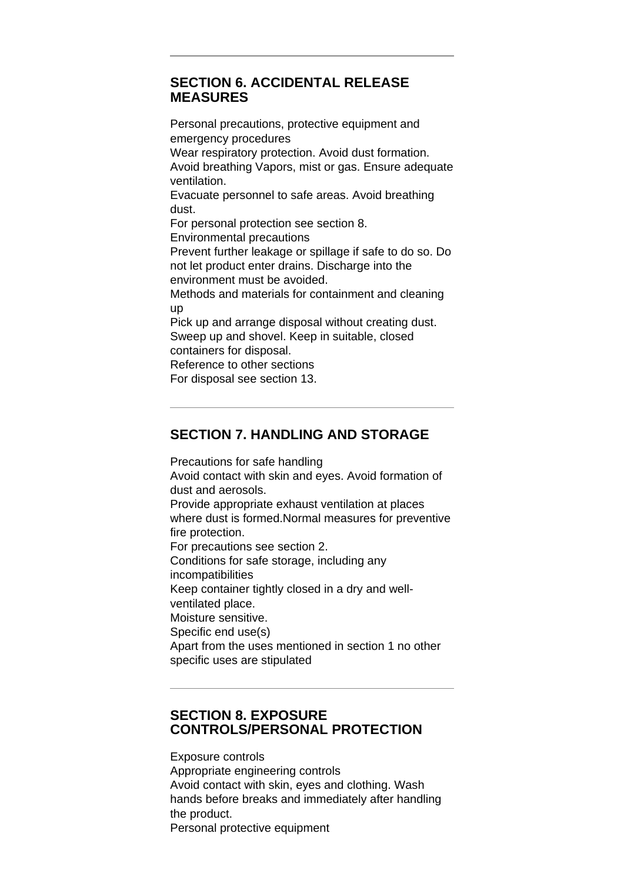## SECTION 6. ACCIDENTAL RELEASE MEASURES

Personal precautions, protective equipment and emergency procedures

Wear respiratory protection. Avoid dust formation. Avoid breathing Vapors, mist or gas. Ensure adequate ventilation.

Evacuate personnel to safe areas. Avoid breathing dust.

For personal protection see section 8.

Environmental precautions

Prevent further leakage or spillage if safe to do so. Do not let product enter drains. Discharge into the environment must be avoided.

Methods and materials for containment and cleaning up

Pick up and arrange disposal without creating dust. Sweep up and shovel. Keep in suitable, closed containers for disposal.

Reference to other sections

For disposal see section 13.

## SECTION 7. HANDLING AND STORAGE

Precautions for safe handling

Avoid contact with skin and eyes. Avoid formation of dust and aerosols.

Provide appropriate exhaust ventilation at places where dust is formed.Normal measures for preventive fire protection.

For precautions see section 2.

Conditions for safe storage, including any incompatibilities

Keep container tightly closed in a dry and well-ventilated place.

Moisture sensitive.

Specific end use(s)

Apart from the uses mentioned in section 1 no other specific uses are stipulated

## SECTION 8. EXPOSURE CONTROLS/PERSONAL PROTECTION

Exposure controls

Appropriate engineering controls

Avoid contact with skin, eyes and clothing. Wash hands before breaks and immediately after handling the product.

Personal protective equipment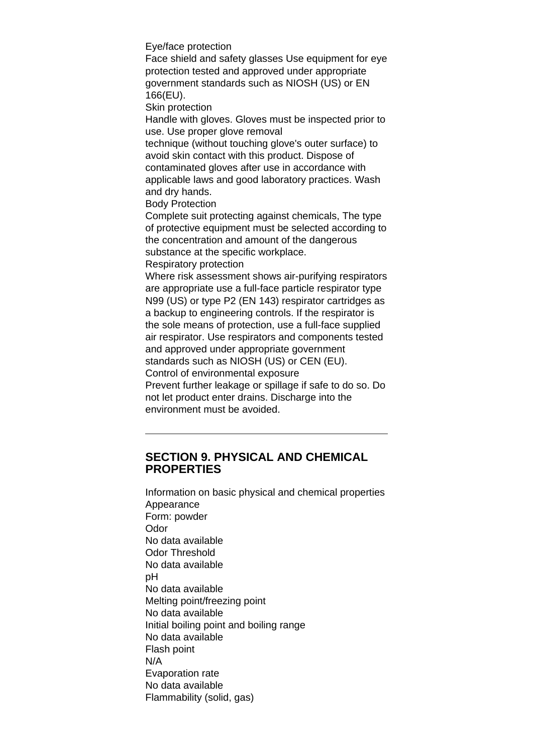Eye/face protection

Face shield and safety glasses Use equipment for eye protection tested and approved under appropriate government standards such as NIOSH (US) or EN 166(EU).

Skin protection

Handle with gloves. Gloves must be inspected prior to use. Use proper glove removal technique (without touching glove's outer surface) to avoid skin contact with this product. Dispose of contaminated gloves after use in accordance with applicable laws and good laboratory practices. Wash and dry hands.

Body Protection

Complete suit protecting against chemicals, The type of protective equipment must be selected according to the concentration and amount of the dangerous substance at the specific workplace.

Respiratory protection

Where risk assessment shows air-purifying respirators are appropriate use a full-face particle respirator type N99 (US) or type P2 (EN 143) respirator cartridges as a backup to engineering controls. If the respirator is the sole means of protection, use a full-face supplied air respirator. Use respirators and components tested and approved under appropriate government standards such as NIOSH (US) or CEN (EU).

Control of environmental exposure

Prevent further leakage or spillage if safe to do so. Do not let product enter drains. Discharge into the environment must be avoided.

---

## SECTION 9. PHYSICAL AND CHEMICAL PROPERTIES

Information on basic physical and chemical properties

Appearance

Form: powder

Odor

No data available

Odor Threshold

No data available

pH

No data available

Melting point/freezing point

No data available

Initial boiling point and boiling range

No data available

Flash point

N/A

Evaporation rate

No data available

Flammability (solid, gas)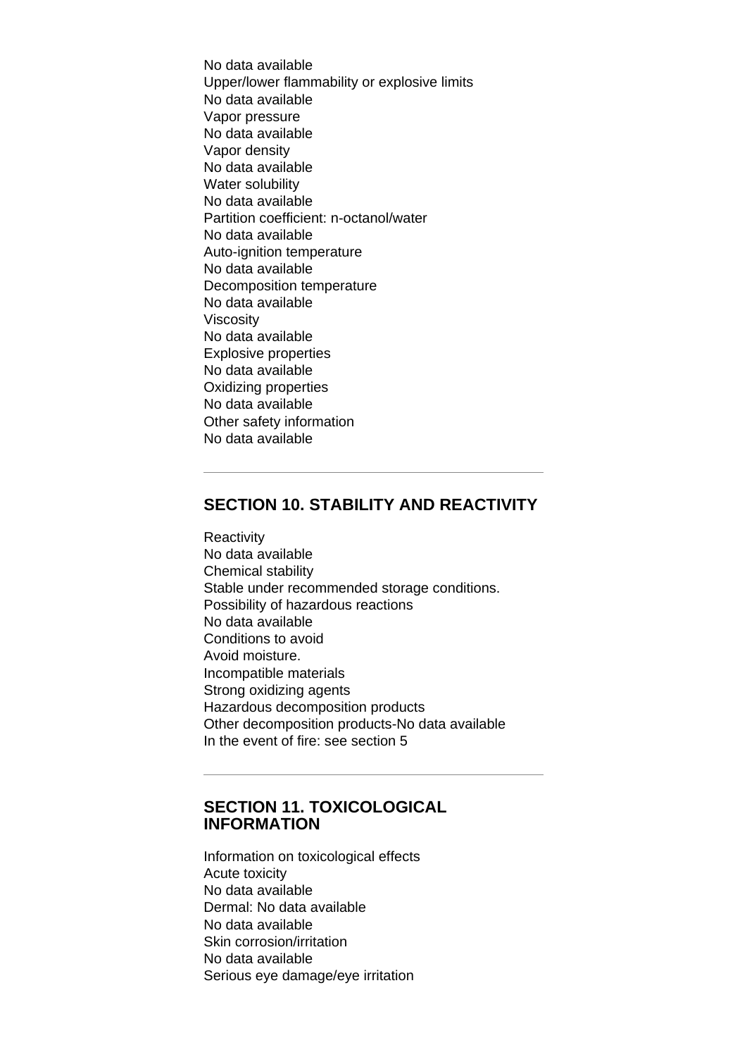No data available
Upper/lower flammability or explosive limits
No data available
Vapor pressure
No data available
Vapor density
No data available
Water solubility
No data available
Partition coefficient: n-octanol/water
No data available
Auto-ignition temperature
No data available
Decomposition temperature
No data available
Viscosity
No data available
Explosive properties
No data available
Oxidizing properties
No data available
Other safety information
No data available

---

## SECTION 10. STABILITY AND REACTIVITY

Reactivity
No data available
Chemical stability
Stable under recommended storage conditions.
Possibility of hazardous reactions
No data available
Conditions to avoid
Avoid moisture.
Incompatible materials
Strong oxidizing agents
Hazardous decomposition products
Other decomposition products-No data available
In the event of fire: see section 5

---

## SECTION 11. TOXICOLOGICAL INFORMATION

Information on toxicological effects
Acute toxicity
No data available
Dermal: No data available
No data available
Skin corrosion/irritation
No data available
Serious eye damage/eye irritation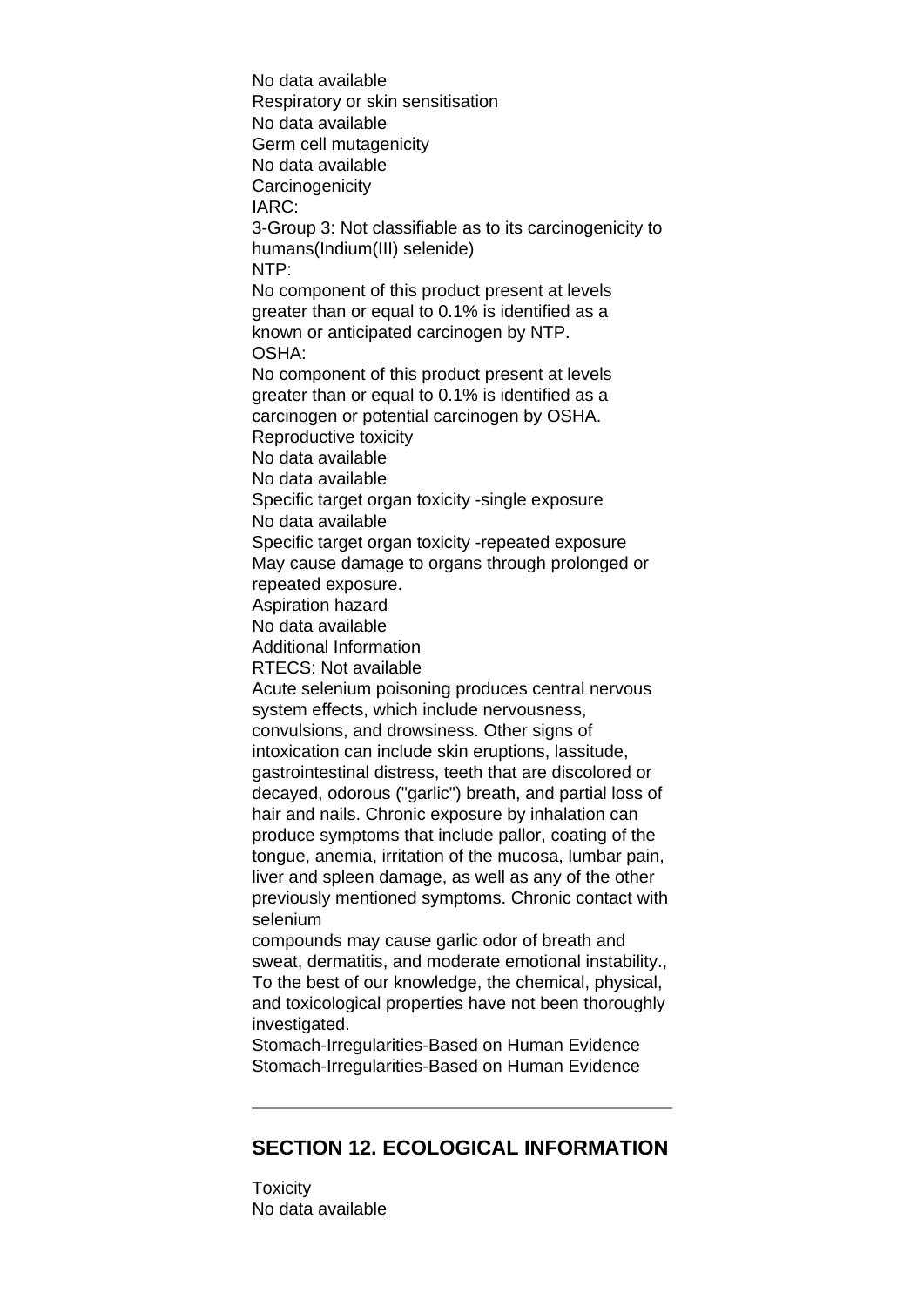No data available

Respiratory or skin sensitisation

No data available

Germ cell mutagenicity

No data available

Carcinogenicity

IARC:

3-Group 3: Not classifiable as to its carcinogenicity to humans(Indium(III) selenide)

NTP:

No component of this product present at levels greater than or equal to 0.1% is identified as a known or anticipated carcinogen by NTP.

OSHA:

No component of this product present at levels greater than or equal to 0.1% is identified as a carcinogen or potential carcinogen by OSHA.

Reproductive toxicity

No data available

No data available

Specific target organ toxicity -single exposure

No data available

Specific target organ toxicity -repeated exposure

May cause damage to organs through prolonged or repeated exposure.

Aspiration hazard

No data available

Additional Information

RTECS: Not available

Acute selenium poisoning produces central nervous system effects, which include nervousness, convulsions, and drowsiness. Other signs of intoxication can include skin eruptions, lassitude, gastrointestinal distress, teeth that are discolored or decayed, odorous ("garlic") breath, and partial loss of hair and nails. Chronic exposure by inhalation can produce symptoms that include pallor, coating of the tongue, anemia, irritation of the mucosa, lumbar pain, liver and spleen damage, as well as any of the other previously mentioned symptoms. Chronic contact with selenium
compounds may cause garlic odor of breath and sweat, dermatitis, and moderate emotional instability., To the best of our knowledge, the chemical, physical, and toxicological properties have not been thoroughly investigated.

Stomach-Irregularities-Based on Human Evidence

Stomach-Irregularities-Based on Human Evidence

---

## SECTION 12. ECOLOGICAL INFORMATION

Toxicity

No data available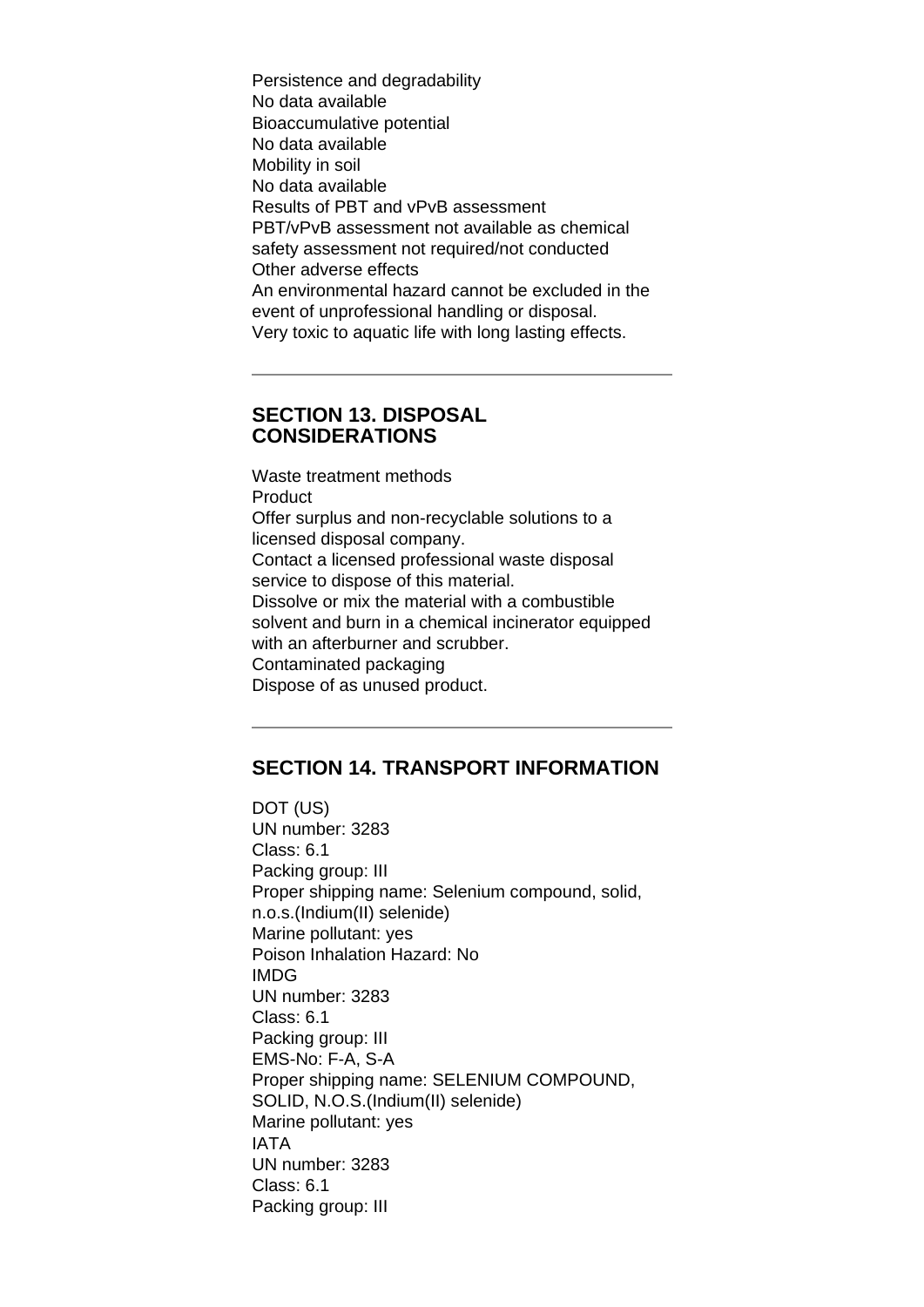Persistence and degradability
No data available
Bioaccumulative potential
No data available
Mobility in soil
No data available
Results of PBT and vPvB assessment
PBT/vPvB assessment not available as chemical safety assessment not required/not conducted
Other adverse effects
An environmental hazard cannot be excluded in the event of unprofessional handling or disposal.
Very toxic to aquatic life with long lasting effects.

---

## SECTION 13. DISPOSAL CONSIDERATIONS

Waste treatment methods
Product
Offer surplus and non-recyclable solutions to a licensed disposal company.
Contact a licensed professional waste disposal service to dispose of this material.
Dissolve or mix the material with a combustible solvent and burn in a chemical incinerator equipped with an afterburner and scrubber.
Contaminated packaging
Dispose of as unused product.

---

## SECTION 14. TRANSPORT INFORMATION

DOT (US)
UN number: 3283
Class: 6.1
Packing group: III
Proper shipping name: Selenium compound, solid, n.o.s.(Indium(II) selenide)
Marine pollutant: yes
Poison Inhalation Hazard: No
IMDG
UN number: 3283
Class: 6.1
Packing group: III
EMS-No: F-A, S-A
Proper shipping name: SELENIUM COMPOUND, SOLID, N.O.S.(Indium(II) selenide)
Marine pollutant: yes
IATA
UN number: 3283
Class: 6.1
Packing group: III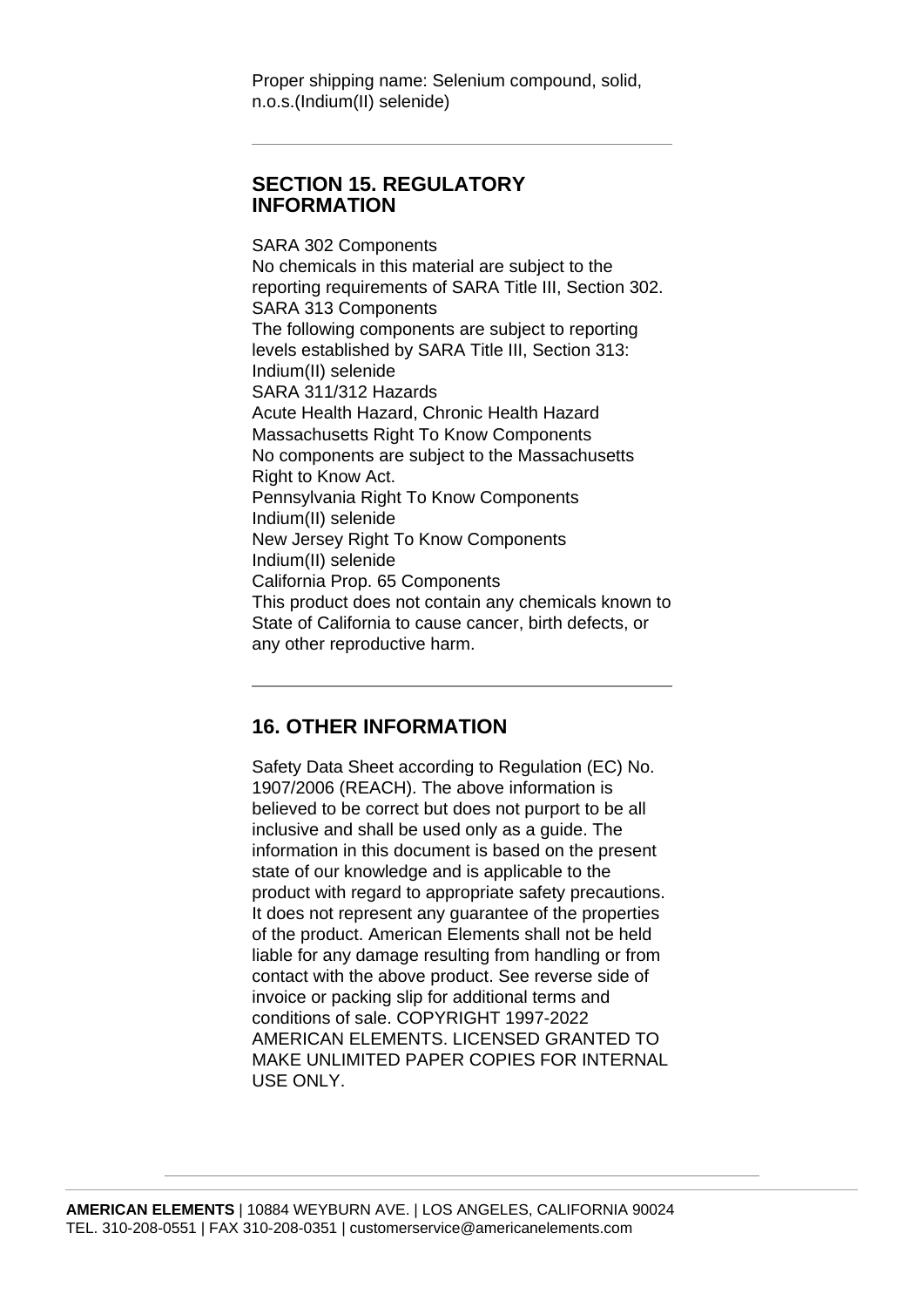Proper shipping name: Selenium compound, solid, n.o.s.(Indium(II) selenide)

## SECTION 15. REGULATORY INFORMATION

SARA 302 Components
No chemicals in this material are subject to the reporting requirements of SARA Title III, Section 302.
SARA 313 Components
The following components are subject to reporting levels established by SARA Title III, Section 313:
Indium(II) selenide
SARA 311/312 Hazards
Acute Health Hazard, Chronic Health Hazard
Massachusetts Right To Know Components
No components are subject to the Massachusetts Right to Know Act.
Pennsylvania Right To Know Components
Indium(II) selenide
New Jersey Right To Know Components
Indium(II) selenide
California Prop. 65 Components
This product does not contain any chemicals known to State of California to cause cancer, birth defects, or any other reproductive harm.

## 16. OTHER INFORMATION

Safety Data Sheet according to Regulation (EC) No. 1907/2006 (REACH). The above information is believed to be correct but does not purport to be all inclusive and shall be used only as a guide. The information in this document is based on the present state of our knowledge and is applicable to the product with regard to appropriate safety precautions. It does not represent any guarantee of the properties of the product. American Elements shall not be held liable for any damage resulting from handling or from contact with the above product. See reverse side of invoice or packing slip for additional terms and conditions of sale. COPYRIGHT 1997-2022 AMERICAN ELEMENTS. LICENSED GRANTED TO MAKE UNLIMITED PAPER COPIES FOR INTERNAL USE ONLY.